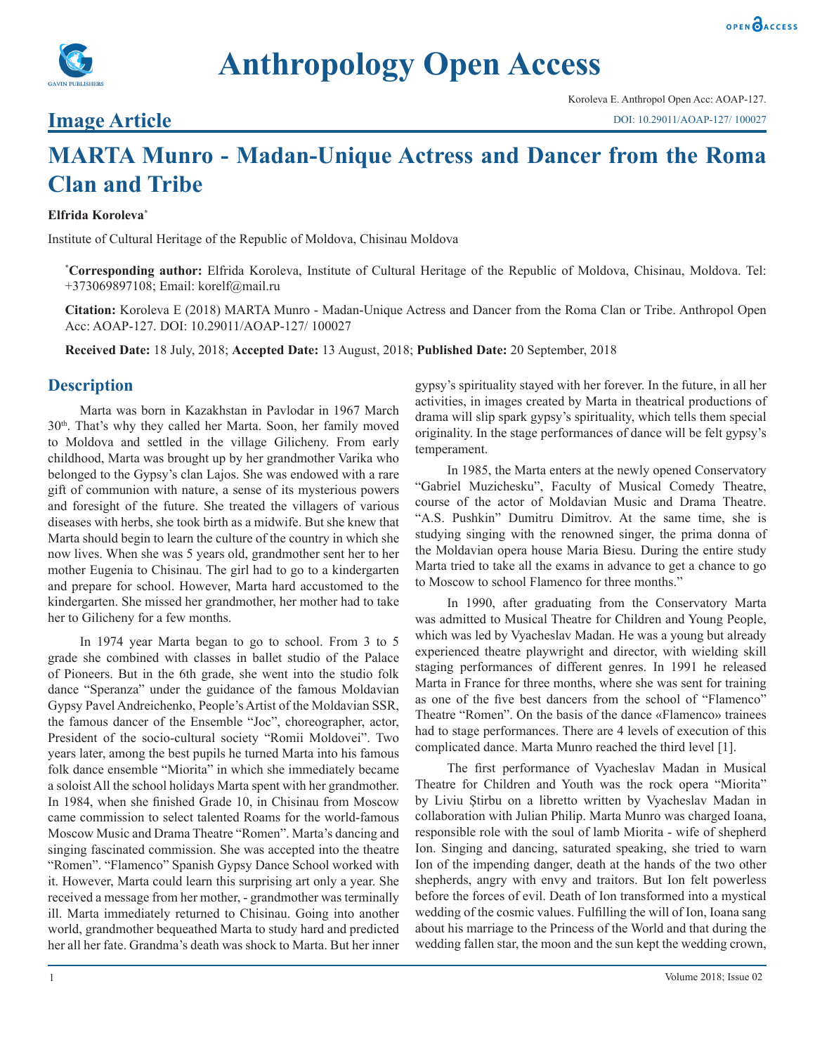# Anthropology Open Access

**Image Article**

# MARTA Munro - Madan-Unique Actress and Dancer from the Roma Clan and Tribe

**Elfrida Koroleva***

Institute of Cultural Heritage of the Republic of Moldova, Chisinau Moldova

***Corresponding author:** Elfrida Koroleva, Institute of Cultural Heritage of the Republic of Moldova, Chisinau, Moldova. Tel: +373069897108; Email: korelf@mail.ru

**Citation:** Koroleva E (2018) MARTA Munro - Madan-Unique Actress and Dancer from the Roma Clan or Tribe. Anthropol Open Acc: AOAP-127. DOI: 10.29011/AOAP-127/ 100027

**Received Date:** 18 July, 2018; **Accepted Date:** 13 August, 2018; **Published Date:** 20 September, 2018

## Description

Marta was born in Kazakhstan in Pavlodar in 1967 March 30th. That's why they called her Marta. Soon, her family moved to Moldova and settled in the village Gilicheny. From early childhood, Marta was brought up by her grandmother Varika who belonged to the Gypsy's clan Lajos. She was endowed with a rare gift of communion with nature, a sense of its mysterious powers and foresight of the future. She treated the villagers of various diseases with herbs, she took birth as a midwife. But she knew that Marta should begin to learn the culture of the country in which she now lives. When she was 5 years old, grandmother sent her to her mother Eugenia to Chisinau. The girl had to go to a kindergarten and prepare for school. However, Marta hard accustomed to the kindergarten. She missed her grandmother, her mother had to take her to Gilicheny for a few months.

In 1974 year Marta began to go to school. From 3 to 5 grade she combined with classes in ballet studio of the Palace of Pioneers. But in the 6th grade, she went into the studio folk dance "Speranza" under the guidance of the famous Moldavian Gypsy Pavel Andreichenko, People's Artist of the Moldavian SSR, the famous dancer of the Ensemble "Joc", choreographer, actor, President of the socio-cultural society "Romii Moldovei". Two years later, among the best pupils he turned Marta into his famous folk dance ensemble "Miorita" in which she immediately became a soloist All the school holidays Marta spent with her grandmother. In 1984, when she finished Grade 10, in Chisinau from Moscow came commission to select talented Roams for the world-famous Moscow Music and Drama Theatre "Romen". Marta's dancing and singing fascinated commission. She was accepted into the theatre "Romen". "Flamenco" Spanish Gypsy Dance School worked with it. However, Marta could learn this surprising art only a year. She received a message from her mother, - grandmother was terminally ill. Marta immediately returned to Chisinau. Going into another world, grandmother bequeathed Marta to study hard and predicted her all her fate. Grandma's death was shock to Marta. But her inner gypsy's spirituality stayed with her forever. In the future, in all her activities, in images created by Marta in theatrical productions of drama will slip spark gypsy's spirituality, which tells them special originality. In the stage performances of dance will be felt gypsy's temperament.

In 1985, the Marta enters at the newly opened Conservatory "Gabriel Muzichesku", Faculty of Musical Comedy Theatre, course of the actor of Moldavian Music and Drama Theatre. "A.S. Pushkin" Dumitru Dimitrov. At the same time, she is studying singing with the renowned singer, the prima donna of the Moldavian opera house Maria Biesu. During the entire study Marta tried to take all the exams in advance to get a chance to go to Moscow to school Flamenco for three months."

In 1990, after graduating from the Conservatory Marta was admitted to Musical Theatre for Children and Young People, which was led by Vyacheslav Madan. He was a young but already experienced theatre playwright and director, with wielding skill staging performances of different genres. In 1991 he released Marta in France for three months, where she was sent for training as one of the five best dancers from the school of "Flamenco" Theatre "Romen". On the basis of the dance «Flamenco» trainees had to stage performances. There are 4 levels of execution of this complicated dance. Marta Munro reached the third level [1].

The first performance of Vyacheslav Madan in Musical Theatre for Children and Youth was the rock opera "Miorita" by Liviu Ştirbu on a libretto written by Vyacheslav Madan in collaboration with Julian Philip. Marta Munro was charged Ioana, responsible role with the soul of lamb Miorita - wife of shepherd Ion. Singing and dancing, saturated speaking, she tried to warn Ion of the impending danger, death at the hands of the two other shepherds, angry with envy and traitors. But Ion felt powerless before the forces of evil. Death of Ion transformed into a mystical wedding of the cosmic values. Fulfilling the will of Ion, Ioana sang about his marriage to the Princess of the World and that during the wedding fallen star, the moon and the sun kept the wedding crown,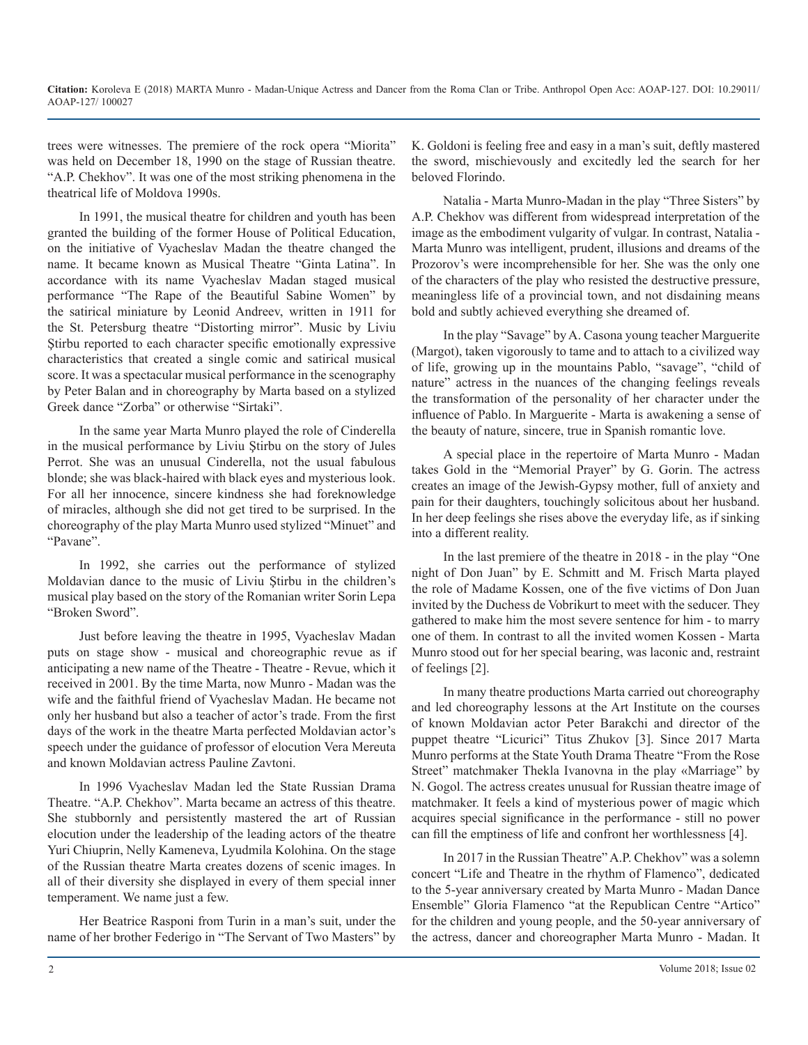trees were witnesses. The premiere of the rock opera "Miorita" was held on December 18, 1990 on the stage of Russian theatre. "A.P. Chekhov". It was one of the most striking phenomena in the theatrical life of Moldova 1990s.

In 1991, the musical theatre for children and youth has been granted the building of the former House of Political Education, on the initiative of Vyacheslav Madan the theatre changed the name. It became known as Musical Theatre "Ginta Latina". In accordance with its name Vyacheslav Madan staged musical performance "The Rape of the Beautiful Sabine Women" by the satirical miniature by Leonid Andreev, written in 1911 for the St. Petersburg theatre "Distorting mirror". Music by Liviu Ştirbu reported to each character specific emotionally expressive characteristics that created a single comic and satirical musical score. It was a spectacular musical performance in the scenography by Peter Balan and in choreography by Marta based on a stylized Greek dance "Zorba" or otherwise "Sirtaki".

In the same year Marta Munro played the role of Cinderella in the musical performance by Liviu Ştirbu on the story of Jules Perrot. She was an unusual Cinderella, not the usual fabulous blonde; she was black-haired with black eyes and mysterious look. For all her innocence, sincere kindness she had foreknowledge of miracles, although she did not get tired to be surprised. In the choreography of the play Marta Munro used stylized "Minuet" and "Pavane".

In 1992, she carries out the performance of stylized Moldavian dance to the music of Liviu Ştirbu in the children's musical play based on the story of the Romanian writer Sorin Lepa "Broken Sword".

Just before leaving the theatre in 1995, Vyacheslav Madan puts on stage show - musical and choreographic revue as if anticipating a new name of the Theatre - Theatre - Revue, which it received in 2001. By the time Marta, now Munro - Madan was the wife and the faithful friend of Vyacheslav Madan. He became not only her husband but also a teacher of actor's trade. From the first days of the work in the theatre Marta perfected Moldavian actor's speech under the guidance of professor of elocution Vera Mereuta and known Moldavian actress Pauline Zavtoni.

In 1996 Vyacheslav Madan led the State Russian Drama Theatre. "A.P. Chekhov". Marta became an actress of this theatre. She stubbornly and persistently mastered the art of Russian elocution under the leadership of the leading actors of the theatre Yuri Chiuprin, Nelly Kameneva, Lyudmila Kolohina. On the stage of the Russian theatre Marta creates dozens of scenic images. In all of their diversity she displayed in every of them special inner temperament. We name just a few.

Her Beatrice Rasponi from Turin in a man's suit, under the name of her brother Federigo in "The Servant of Two Masters" by K. Goldoni is feeling free and easy in a man's suit, deftly mastered the sword, mischievously and excitedly led the search for her beloved Florindo.

Natalia - Marta Munro-Madan in the play "Three Sisters" by A.P. Chekhov was different from widespread interpretation of the image as the embodiment vulgarity of vulgar. In contrast, Natalia - Marta Munro was intelligent, prudent, illusions and dreams of the Prozorov's were incomprehensible for her. She was the only one of the characters of the play who resisted the destructive pressure, meaningless life of a provincial town, and not disdaining means bold and subtly achieved everything she dreamed of.

In the play "Savage" by A. Casona young teacher Marguerite (Margot), taken vigorously to tame and to attach to a civilized way of life, growing up in the mountains Pablo, "savage", "child of nature" actress in the nuances of the changing feelings reveals the transformation of the personality of her character under the influence of Pablo. In Marguerite - Marta is awakening a sense of the beauty of nature, sincere, true in Spanish romantic love.

A special place in the repertoire of Marta Munro - Madan takes Gold in the "Memorial Prayer" by G. Gorin. The actress creates an image of the Jewish-Gypsy mother, full of anxiety and pain for their daughters, touchingly solicitous about her husband. In her deep feelings she rises above the everyday life, as if sinking into a different reality.

In the last premiere of the theatre in 2018 - in the play "One night of Don Juan" by E. Schmitt and M. Frisch Marta played the role of Madame Kossen, one of the five victims of Don Juan invited by the Duchess de Vobrikurt to meet with the seducer. They gathered to make him the most severe sentence for him - to marry one of them. In contrast to all the invited women Kossen - Marta Munro stood out for her special bearing, was laconic and, restraint of feelings [2].

In many theatre productions Marta carried out choreography and led choreography lessons at the Art Institute on the courses of known Moldavian actor Peter Barakchi and director of the puppet theatre "Licurici" Titus Zhukov [3]. Since 2017 Marta Munro performs at the State Youth Drama Theatre "From the Rose Street" matchmaker Thekla Ivanovna in the play «Marriage" by N. Gogol. The actress creates unusual for Russian theatre image of matchmaker. It feels a kind of mysterious power of magic which acquires special significance in the performance - still no power can fill the emptiness of life and confront her worthlessness [4].

In 2017 in the Russian Theatre" A.P. Chekhov" was a solemn concert "Life and Theatre in the rhythm of Flamenco", dedicated to the 5-year anniversary created by Marta Munro - Madan Dance Ensemble" Gloria Flamenco "at the Republican Centre "Artico" for the children and young people, and the 50-year anniversary of the actress, dancer and choreographer Marta Munro - Madan. It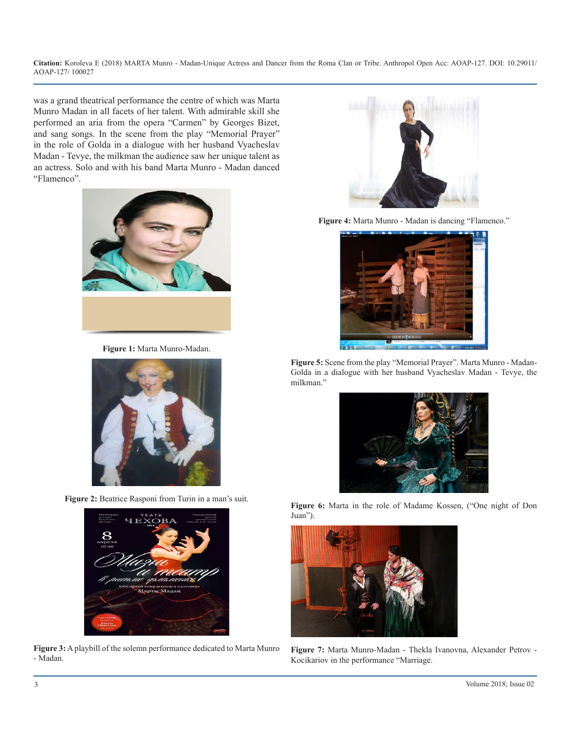was a grand theatrical performance the centre of which was Marta Munro Madan in all facets of her talent. With admirable skill she performed an aria from the opera "Carmen" by Georges Bizet, and sang songs. In the scene from the play "Memorial Prayer" in the role of Golda in a dialogue with her husband Vyacheslav Madan - Tevye, the milkman the audience saw her unique talent as an actress. Solo and with his band Marta Munro - Madan danced "Flamenco".

**Figure 1:** Marta Munro-Madan.

**Figure 2:** Beatrice Rasponi from Turin in a man's suit.

**Figure 3:** A playbill of the solemn performance dedicated to Marta Munro - Madan.

**Figure 4:** Marta Munro - Madan is dancing "Flamenco."

**Figure 5:** Scene from the play "Memorial Prayer". Marta Munro - Madan-Golda in a dialogue with her husband Vyacheslav Madan - Tevye, the milkman."

**Figure 6:** Marta in the role of Madame Kossen, ("One night of Don Juan").

**Figure 7:** Marta Munro-Madan - Thekla Ivanovna, Alexander Petrov - Kocikariov in the performance "Marriage.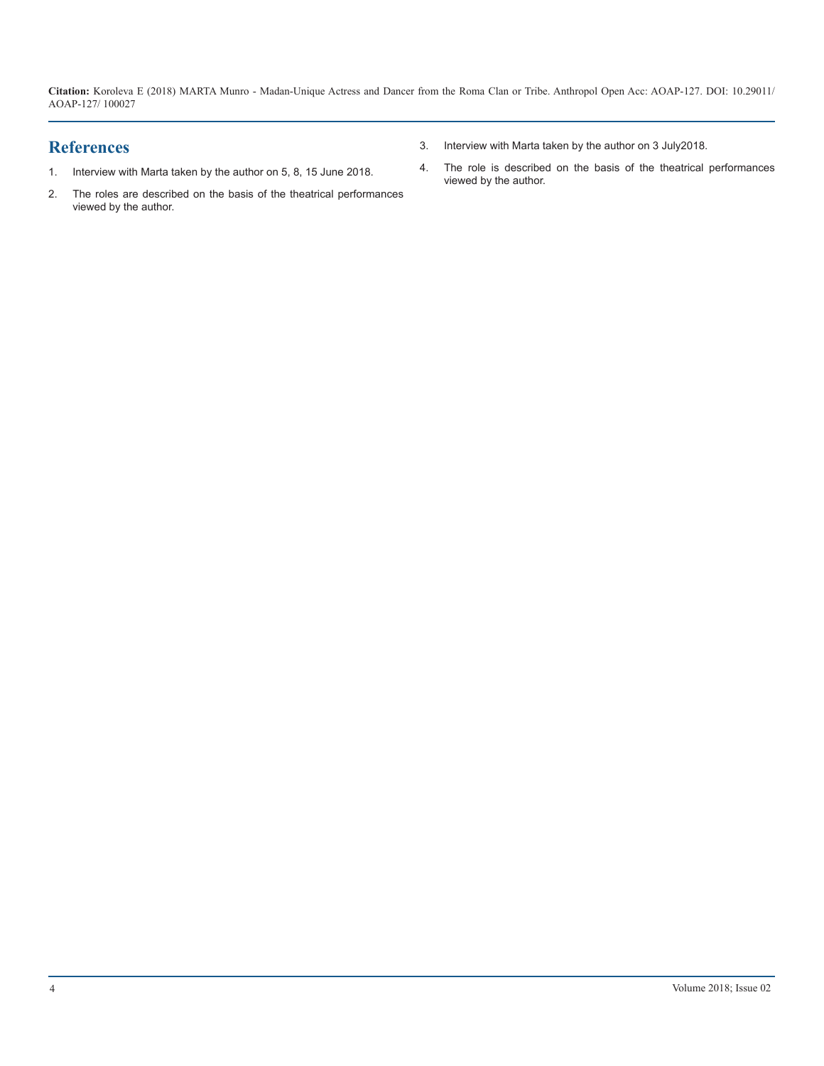## References

1. Interview with Marta taken by the author on 5, 8, 15 June 2018.
2. The roles are described on the basis of the theatrical performances viewed by the author.
3. Interview with Marta taken by the author on 3 July2018.
4. The role is described on the basis of the theatrical performances viewed by the author.